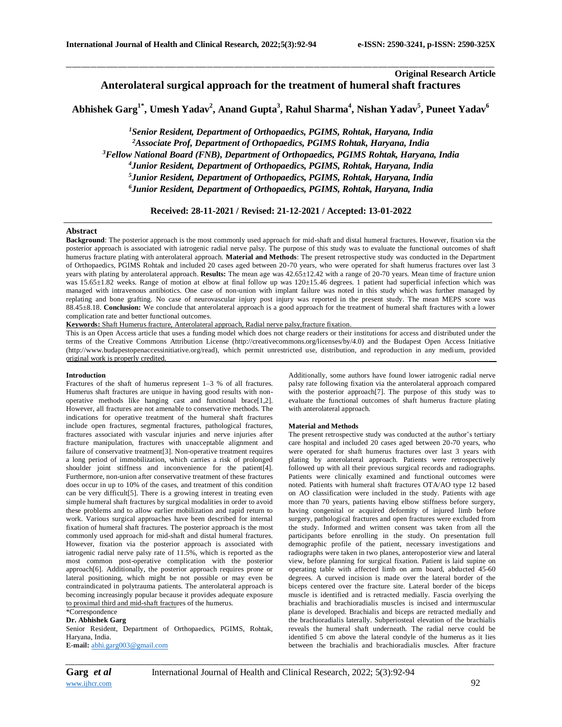**Original Research Article**

# Anterolateral surgical approach for the treatment of humeral shaft fractures

**Abhishek Garg[1*], Umesh Yadav[2], Anand Gupta[3], Rahul Sharma[4], Nishan Yadav[5], Puneet Yadav[6]**

*[1]Senior Resident, Department of Orthopaedics, PGIMS, Rohtak, Haryana, India*
*[2]Associate Prof, Department of Orthopaedics, PGIMS Rohtak, Haryana, India*
*[3]Fellow National Board (FNB), Department of Orthopaedics, PGIMS Rohtak, Haryana, India*
*[4]Junior Resident, Department of Orthopaedics, PGIMS, Rohtak, Haryana, India*
*[5]Junior Resident, Department of Orthopaedics, PGIMS, Rohtak, Haryana, India*
*[6]Junior Resident, Department of Orthopaedics, PGIMS, Rohtak, Haryana, India*

**Received: 28-11-2021 / Revised: 21-12-2021 / Accepted: 13-01-2022**

## Abstract

**Background**: The posterior approach is the most commonly used approach for mid-shaft and distal humeral fractures. However, fixation via the posterior approach is associated with iatrogenic radial nerve palsy. The purpose of this study was to evaluate the functional outcomes of shaft humerus fracture plating with anterolateral approach. **Material and Methods**: The present retrospective study was conducted in the Department of Orthopaedics, PGIMS Rohtak and included 20 cases aged between 20-70 years, who were operated for shaft humerus fractures over last 3 years with plating by anterolateral approach. **Results:** The mean age was 42.65±12.42 with a range of 20-70 years. Mean time of fracture union was 15.65±1.82 weeks. Range of motion at elbow at final follow up was 120±15.46 degrees. 1 patient had superficial infection which was managed with intravenous antibiotics. One case of non-union with implant failure was noted in this study which was further managed by replating and bone grafting. No case of neurovascular injury post injury was reported in the present study. The mean MEPS score was 88.45±8.18. **Conclusion:** We conclude that anterolateral approach is a good approach for the treatment of humeral shaft fractures with a lower complication rate and better functional outcomes.

**Keywords:** Shaft Humerus fracture, Anterolateral approach, Radial nerve palsy,fracture fixation.

This is an Open Access article that uses a funding model which does not charge readers or their institutions for access and distributed under the terms of the Creative Commons Attribution License (http://creativecommons.org/licenses/by/4.0) and the Budapest Open Access Initiative (http://www.budapestopenaccessinitiative.org/read), which permit unrestricted use, distribution, and reproduction in any medium, provided original work is properly credited.

## Introduction

Fractures of the shaft of humerus represent 1–3 % of all fractures. Humerus shaft fractures are unique in having good results with non-operative methods like hanging cast and functional brace[1,2]. However, all fractures are not amenable to conservative methods. The indications for operative treatment of the humeral shaft fractures include open fractures, segmental fractures, pathological fractures, fractures associated with vascular injuries and nerve injuries after fracture manipulation, fractures with unacceptable alignment and failure of conservative treatment[3]. Non-operative treatment requires a long period of immobilization, which carries a risk of prolonged shoulder joint stiffness and inconvenience for the patient[4]. Furthermore, non-union after conservative treatment of these fractures does occur in up to 10% of the cases, and treatment of this condition can be very difficult[5]. There is a growing interest in treating even simple humeral shaft fractures by surgical modalities in order to avoid these problems and to allow earlier mobilization and rapid return to work. Various surgical approaches have been described for internal fixation of humeral shaft fractures. The posterior approach is the most commonly used approach for mid-shaft and distal humeral fractures. However, fixation via the posterior approach is associated with iatrogenic radial nerve palsy rate of 11.5%, which is reported as the most common post-operative complication with the posterior approach[6]. Additionally, the posterior approach requires prone or lateral positioning, which might be not possible or may even be contraindicated in polytrauma patients. The anterolateral approach is becoming increasingly popular because it provides adequate exposure to proximal third and mid-shaft fractures of the humerus. Additionally, some authors have found lower iatrogenic radial nerve palsy rate following fixation via the anterolateral approach compared with the posterior approach[7]. The purpose of this study was to evaluate the functional outcomes of shaft humerus fracture plating with anterolateral approach.

*Correspondence
**Dr. Abhishek Garg**
Senior Resident, Department of Orthopaedics, PGIMS, Rohtak, Haryana, India.
**E-mail:** abhi.garg003@gmail.com

## Material and Methods

The present retrospective study was conducted at the author's tertiary care hospital and included 20 cases aged between 20-70 years, who were operated for shaft humerus fractures over last 3 years with plating by anterolateral approach. Patients were retrospectively followed up with all their previous surgical records and radiographs. Patients were clinically examined and functional outcomes were noted. Patients with humeral shaft fractures OTA/AO type 12 based on AO classification were included in the study. Patients with age more than 70 years, patients having elbow stiffness before surgery, having congenital or acquired deformity of injured limb before surgery, pathological fractures and open fractures were excluded from the study. Informed and written consent was taken from all the participants before enrolling in the study. On presentation full demographic profile of the patient, necessary investigations and radiographs were taken in two planes, anteroposterior view and lateral view, before planning for surgical fixation. Patient is laid supine on operating table with affected limb on arm board, abducted 45-60 degrees. A curved incision is made over the lateral border of the biceps centered over the fracture site. Lateral border of the biceps muscle is identified and is retracted medially. Fascia overlying the brachialis and brachioradialis muscles is incised and intermuscular plane is developed. Brachialis and biceps are retracted medially and the brachioradialis laterally. Subperiosteal elevation of the brachialis reveals the humeral shaft underneath. The radial nerve could be identified 5 cm above the lateral condyle of the humerus as it lies between the brachialis and brachioradialis muscles. After fracture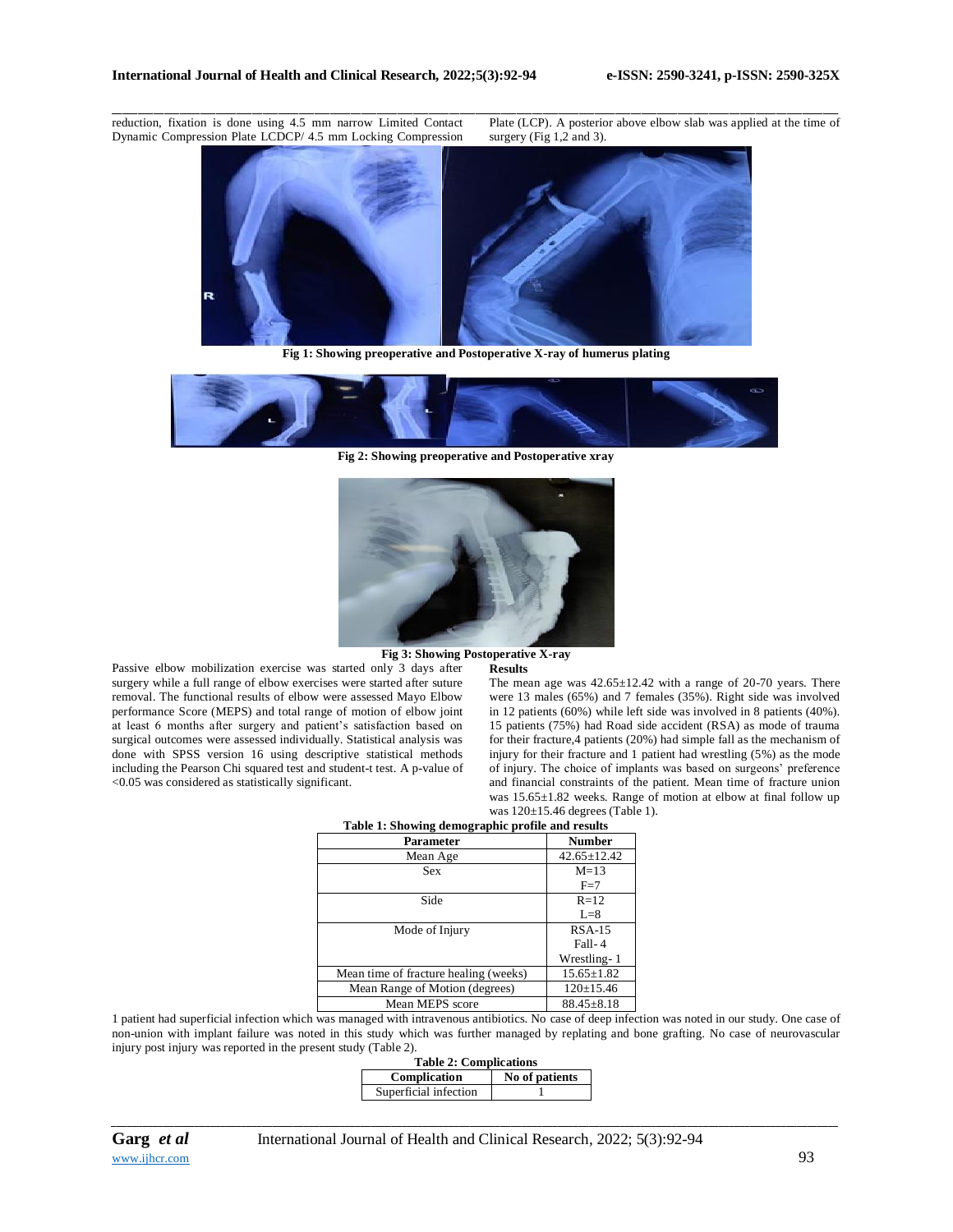reduction, fixation is done using 4.5 mm narrow Limited Contact Dynamic Compression Plate LCDCP/ 4.5 mm Locking Compression Plate (LCP). A posterior above elbow slab was applied at the time of surgery (Fig 1,2 and 3).

**Fig 1: Showing preoperative and Postoperative X-ray of humerus plating**

**Fig 2: Showing preoperative and Postoperative xray**

**Fig 3: Showing Postoperative X-ray**

Passive elbow mobilization exercise was started only 3 days after surgery while a full range of elbow exercises were started after suture removal. The functional results of elbow were assessed Mayo Elbow performance Score (MEPS) and total range of motion of elbow joint at least 6 months after surgery and patient's satisfaction based on surgical outcomes were assessed individually. Statistical analysis was done with SPSS version 16 using descriptive statistical methods including the Pearson Chi squared test and student-t test. A p-value of <0.05 was considered as statistically significant.

**Results**

The mean age was 42.65±12.42 with a range of 20-70 years. There were 13 males (65%) and 7 females (35%). Right side was involved in 12 patients (60%) while left side was involved in 8 patients (40%). 15 patients (75%) had Road side accident (RSA) as mode of trauma for their fracture,4 patients (20%) had simple fall as the mechanism of injury for their fracture and 1 patient had wrestling (5%) as the mode of injury. The choice of implants was based on surgeons' preference and financial constraints of the patient. Mean time of fracture union was 15.65±1.82 weeks. Range of motion at elbow at final follow up was 120±15.46 degrees (Table 1).

**Table 1: Showing demographic profile and results**

| Parameter | Number |
|---|---|
| Mean Age | 42.65±12.42 |
| Sex | M=13<br>F=7 |
| Side | R=12<br>L=8 |
| Mode of Injury | RSA-15<br>Fall- 4<br>Wrestling- 1 |
| Mean time of fracture healing (weeks) | 15.65±1.82 |
| Mean Range of Motion (degrees) | 120±15.46 |
| Mean MEPS score | 88.45±8.18 |

1 patient had superficial infection which was managed with intravenous antibiotics. No case of deep infection was noted in our study. One case of non-union with implant failure was noted in this study which was further managed by replating and bone grafting. No case of neurovascular injury post injury was reported in the present study (Table 2).

**Table 2: Complications**

| Complication | No of patients |
|---|---|
| Superficial infection | 1 |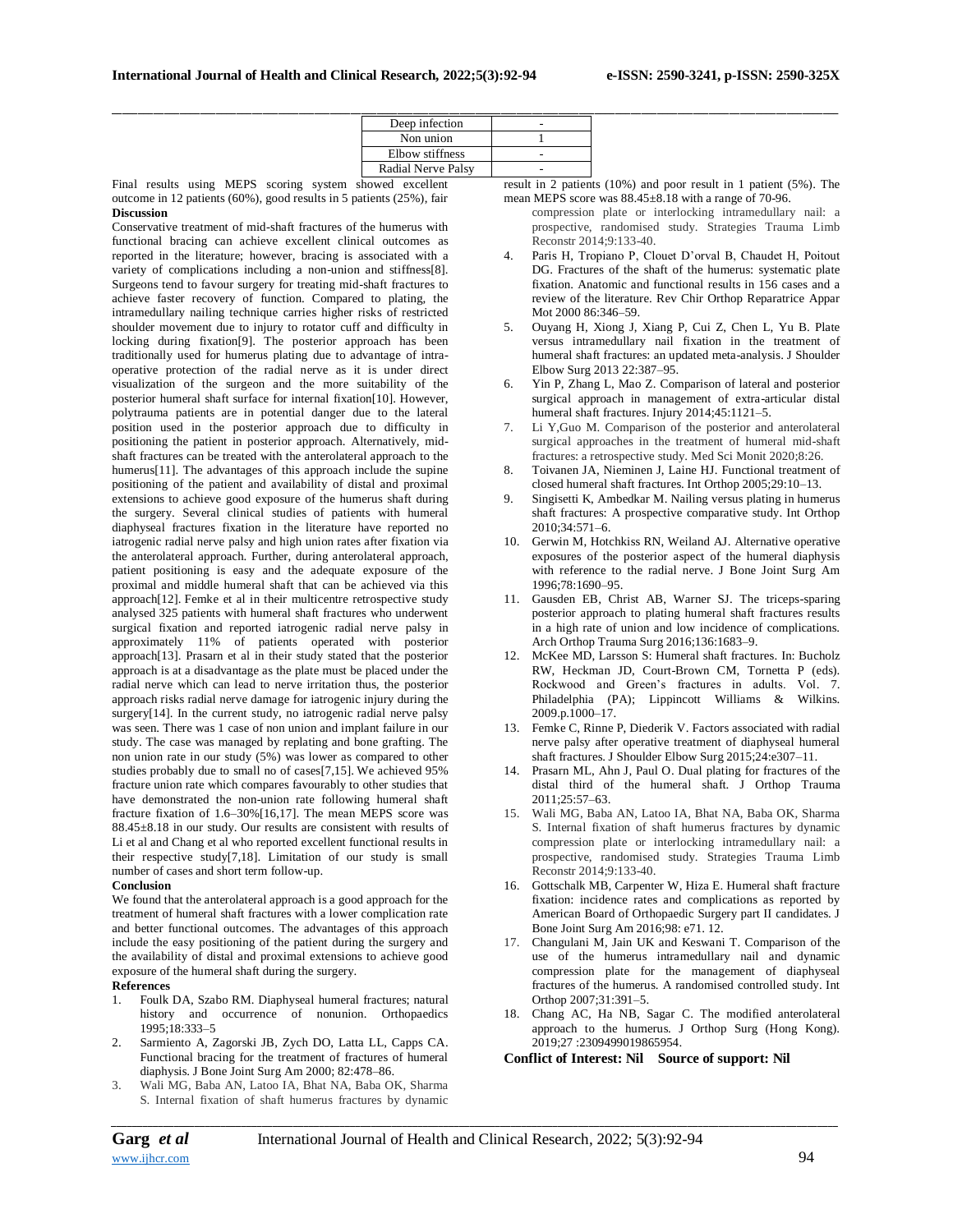| | |
|---|---|
| Deep infection | - |
| Non union | 1 |
| Elbow stiffness | - |
| Radial Nerve Palsy | - |

Final results using MEPS scoring system showed excellent outcome in 12 patients (60%), good results in 5 patients (25%), fair result in 2 patients (10%) and poor result in 1 patient (5%). The mean MEPS score was 88.45±8.18 with a range of 70-96.

**Discussion**

Conservative treatment of mid-shaft fractures of the humerus with functional bracing can achieve excellent clinical outcomes as reported in the literature; however, bracing is associated with a variety of complications including a non-union and stiffness[8]. Surgeons tend to favour surgery for treating mid-shaft fractures to achieve faster recovery of function. Compared to plating, the intramedullary nailing technique carries higher risks of restricted shoulder movement due to injury to rotator cuff and difficulty in locking during fixation[9]. The posterior approach has been traditionally used for humerus plating due to advantage of intra-operative protection of the radial nerve as it is under direct visualization of the surgeon and the more suitability of the posterior humeral shaft surface for internal fixation[10]. However, polytrauma patients are in potential danger due to the lateral position used in the posterior approach due to difficulty in positioning the patient in posterior approach. Alternatively, mid-shaft fractures can be treated with the anterolateral approach to the humerus[11]. The advantages of this approach include the supine positioning of the patient and availability of distal and proximal extensions to achieve good exposure of the humerus shaft during the surgery. Several clinical studies of patients with humeral diaphyseal fractures fixation in the literature have reported no iatrogenic radial nerve palsy and high union rates after fixation via the anterolateral approach. Further, during anterolateral approach, patient positioning is easy and the adequate exposure of the proximal and middle humeral shaft that can be achieved via this approach[12]. Femke et al in their multicentre retrospective study analysed 325 patients with humeral shaft fractures who underwent surgical fixation and reported iatrogenic radial nerve palsy in approximately 11% of patients operated with posterior approach[13]. Prasarn et al in their study stated that the posterior approach is at a disadvantage as the plate must be placed under the radial nerve which can lead to nerve irritation thus, the posterior approach risks radial nerve damage for iatrogenic injury during the surgery[14]. In the current study, no iatrogenic radial nerve palsy was seen. There was 1 case of non union and implant failure in our study. The case was managed by replating and bone grafting. The non union rate in our study (5%) was lower as compared to other studies probably due to small no of cases[7,15]. We achieved 95% fracture union rate which compares favourably to other studies that have demonstrated the non-union rate following humeral shaft fracture fixation of 1.6–30%[16,17]. The mean MEPS score was 88.45±8.18 in our study. Our results are consistent with results of Li et al and Chang et al who reported excellent functional results in their respective study[7,18]. Limitation of our study is small number of cases and short term follow-up.

**Conclusion**

We found that the anterolateral approach is a good approach for the treatment of humeral shaft fractures with a lower complication rate and better functional outcomes. The advantages of this approach include the easy positioning of the patient during the surgery and the availability of distal and proximal extensions to achieve good exposure of the humeral shaft during the surgery.

**References**

1. Foulk DA, Szabo RM. Diaphyseal humeral fractures; natural history and occurrence of nonunion. Orthopaedics 1995;18:333–5
2. Sarmiento A, Zagorski JB, Zych DO, Latta LL, Capps CA. Functional bracing for the treatment of fractures of humeral diaphysis. J Bone Joint Surg Am 2000; 82:478–86.
3. Wali MG, Baba AN, Latoo IA, Bhat NA, Baba OK, Sharma S. Internal fixation of shaft humerus fractures by dynamic compression plate or interlocking intramedullary nail: a prospective, randomised study. Strategies Trauma Limb Reconstr 2014;9:133-40.
4. Paris H, Tropiano P, Clouet D'orval B, Chaudet H, Poitout DG. Fractures of the shaft of the humerus: systematic plate fixation. Anatomic and functional results in 156 cases and a review of the literature. Rev Chir Orthop Reparatrice Appar Mot 2000 86:346–59.
5. Ouyang H, Xiong J, Xiang P, Cui Z, Chen L, Yu B. Plate versus intramedullary nail fixation in the treatment of humeral shaft fractures: an updated meta-analysis. J Shoulder Elbow Surg 2013 22:387–95.
6. Yin P, Zhang L, Mao Z. Comparison of lateral and posterior surgical approach in management of extra-articular distal humeral shaft fractures. Injury 2014;45:1121–5.
7. Li Y,Guo M. Comparison of the posterior and anterolateral surgical approaches in the treatment of humeral mid-shaft fractures: a retrospective study. Med Sci Monit 2020;8:26.
8. Toivanen JA, Nieminen J, Laine HJ. Functional treatment of closed humeral shaft fractures. Int Orthop 2005;29:10–13.
9. Singisetti K, Ambedkar M. Nailing versus plating in humerus shaft fractures: A prospective comparative study. Int Orthop 2010;34:571–6.
10. Gerwin M, Hotchkiss RN, Weiland AJ. Alternative operative exposures of the posterior aspect of the humeral diaphysis with reference to the radial nerve. J Bone Joint Surg Am 1996;78:1690–95.
11. Gausden EB, Christ AB, Warner SJ. The triceps-sparing posterior approach to plating humeral shaft fractures results in a high rate of union and low incidence of complications. Arch Orthop Trauma Surg 2016;136:1683–9.
12. McKee MD, Larsson S: Humeral shaft fractures. In: Bucholz RW, Heckman JD, Court-Brown CM, Tornetta P (eds). Rockwood and Green's fractures in adults. Vol. 7. Philadelphia (PA); Lippincott Williams & Wilkins. 2009.p.1000–17.
13. Femke C, Rinne P, Diederik V. Factors associated with radial nerve palsy after operative treatment of diaphyseal humeral shaft fractures. J Shoulder Elbow Surg 2015;24:e307–11.
14. Prasarn ML, Ahn J, Paul O. Dual plating for fractures of the distal third of the humeral shaft. J Orthop Trauma 2011;25:57–63.
15. Wali MG, Baba AN, Latoo IA, Bhat NA, Baba OK, Sharma S. Internal fixation of shaft humerus fractures by dynamic compression plate or interlocking intramedullary nail: a prospective, randomised study. Strategies Trauma Limb Reconstr 2014;9:133-40.
16. Gottschalk MB, Carpenter W, Hiza E. Humeral shaft fracture fixation: incidence rates and complications as reported by American Board of Orthopaedic Surgery part II candidates. J Bone Joint Surg Am 2016;98: e71. 12.
17. Changulani M, Jain UK and Keswani T. Comparison of the use of the humerus intramedullary nail and dynamic compression plate for the management of diaphyseal fractures of the humerus. A randomised controlled study. Int Orthop 2007;31:391–5.
18. Chang AC, Ha NB, Sagar C. The modified anterolateral approach to the humerus. J Orthop Surg (Hong Kong). 2019;27 :2309499019865954.

**Conflict of Interest: Nil Source of support: Nil**